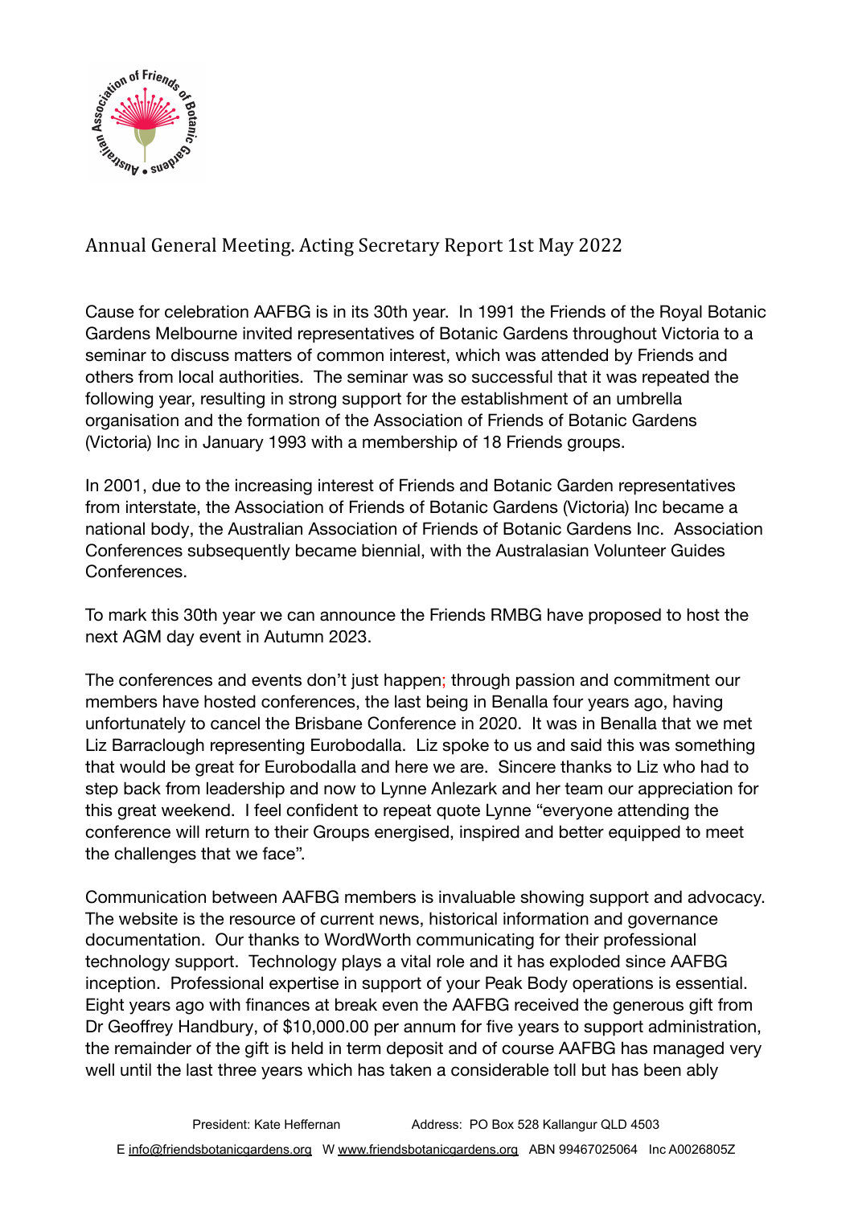# Annual General Meeting. Acting Secretary Report 1st May 2022

Cause for celebration AAFBG is in its 30th year. In 1991 the Friends of the Royal Botanic Gardens Melbourne invited representatives of Botanic Gardens throughout Victoria to a seminar to discuss matters of common interest, which was attended by Friends and others from local authorities. The seminar was so successful that it was repeated the following year, resulting in strong support for the establishment of an umbrella organisation and the formation of the Association of Friends of Botanic Gardens (Victoria) Inc in January 1993 with a membership of 18 Friends groups.

In 2001, due to the increasing interest of Friends and Botanic Garden representatives from interstate, the Association of Friends of Botanic Gardens (Victoria) Inc became a national body, the Australian Association of Friends of Botanic Gardens Inc. Association Conferences subsequently became biennial, with the Australasian Volunteer Guides Conferences.

To mark this 30th year we can announce the Friends RMBG have proposed to host the next AGM day event in Autumn 2023.

The conferences and events don't just happen; through passion and commitment our members have hosted conferences, the last being in Benalla four years ago, having unfortunately to cancel the Brisbane Conference in 2020. It was in Benalla that we met Liz Barraclough representing Eurobodalla. Liz spoke to us and said this was something that would be great for Eurobodalla and here we are. Sincere thanks to Liz who had to step back from leadership and now to Lynne Anlezark and her team our appreciation for this great weekend. I feel confident to repeat quote Lynne "everyone attending the conference will return to their Groups energised, inspired and better equipped to meet the challenges that we face".

Communication between AAFBG members is invaluable showing support and advocacy. The website is the resource of current news, historical information and governance documentation. Our thanks to WordWorth communicating for their professional technology support. Technology plays a vital role and it has exploded since AAFBG inception. Professional expertise in support of your Peak Body operations is essential. Eight years ago with finances at break even the AAFBG received the generous gift from Dr Geoffrey Handbury, of $10,000.00 per annum for five years to support administration, the remainder of the gift is held in term deposit and of course AAFBG has managed very well until the last three years which has taken a considerable toll but has been ably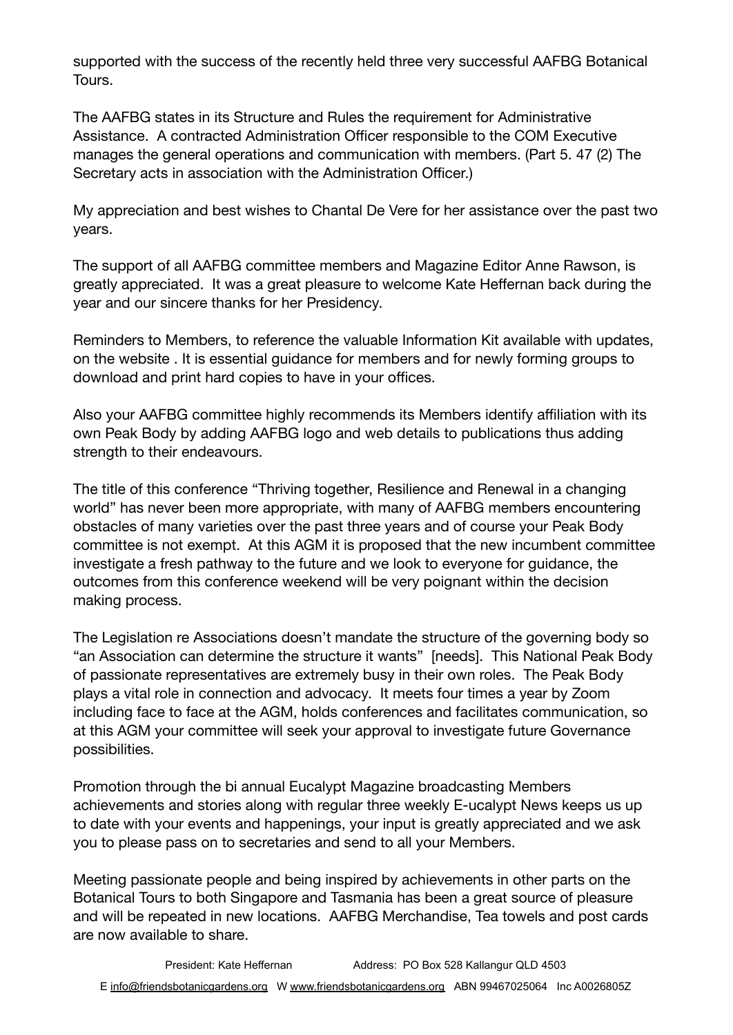supported with the success of the recently held three very successful AAFBG Botanical Tours.

The AAFBG states in its Structure and Rules the requirement for Administrative Assistance. A contracted Administration Officer responsible to the COM Executive manages the general operations and communication with members. (Part 5. 47 (2) The Secretary acts in association with the Administration Officer.)

My appreciation and best wishes to Chantal De Vere for her assistance over the past two years.

The support of all AAFBG committee members and Magazine Editor Anne Rawson, is greatly appreciated. It was a great pleasure to welcome Kate Heffernan back during the year and our sincere thanks for her Presidency.

Reminders to Members, to reference the valuable Information Kit available with updates, on the website . It is essential guidance for members and for newly forming groups to download and print hard copies to have in your offices.

Also your AAFBG committee highly recommends its Members identify affiliation with its own Peak Body by adding AAFBG logo and web details to publications thus adding strength to their endeavours.

The title of this conference "Thriving together, Resilience and Renewal in a changing world" has never been more appropriate, with many of AAFBG members encountering obstacles of many varieties over the past three years and of course your Peak Body committee is not exempt. At this AGM it is proposed that the new incumbent committee investigate a fresh pathway to the future and we look to everyone for guidance, the outcomes from this conference weekend will be very poignant within the decision making process.

The Legislation re Associations doesn't mandate the structure of the governing body so "an Association can determine the structure it wants" [needs]. This National Peak Body of passionate representatives are extremely busy in their own roles. The Peak Body plays a vital role in connection and advocacy. It meets four times a year by Zoom including face to face at the AGM, holds conferences and facilitates communication, so at this AGM your committee will seek your approval to investigate future Governance possibilities.

Promotion through the bi annual Eucalypt Magazine broadcasting Members achievements and stories along with regular three weekly E-ucalypt News keeps us up to date with your events and happenings, your input is greatly appreciated and we ask you to please pass on to secretaries and send to all your Members.

Meeting passionate people and being inspired by achievements in other parts on the Botanical Tours to both Singapore and Tasmania has been a great source of pleasure and will be repeated in new locations. AAFBG Merchandise, Tea towels and post cards are now available to share.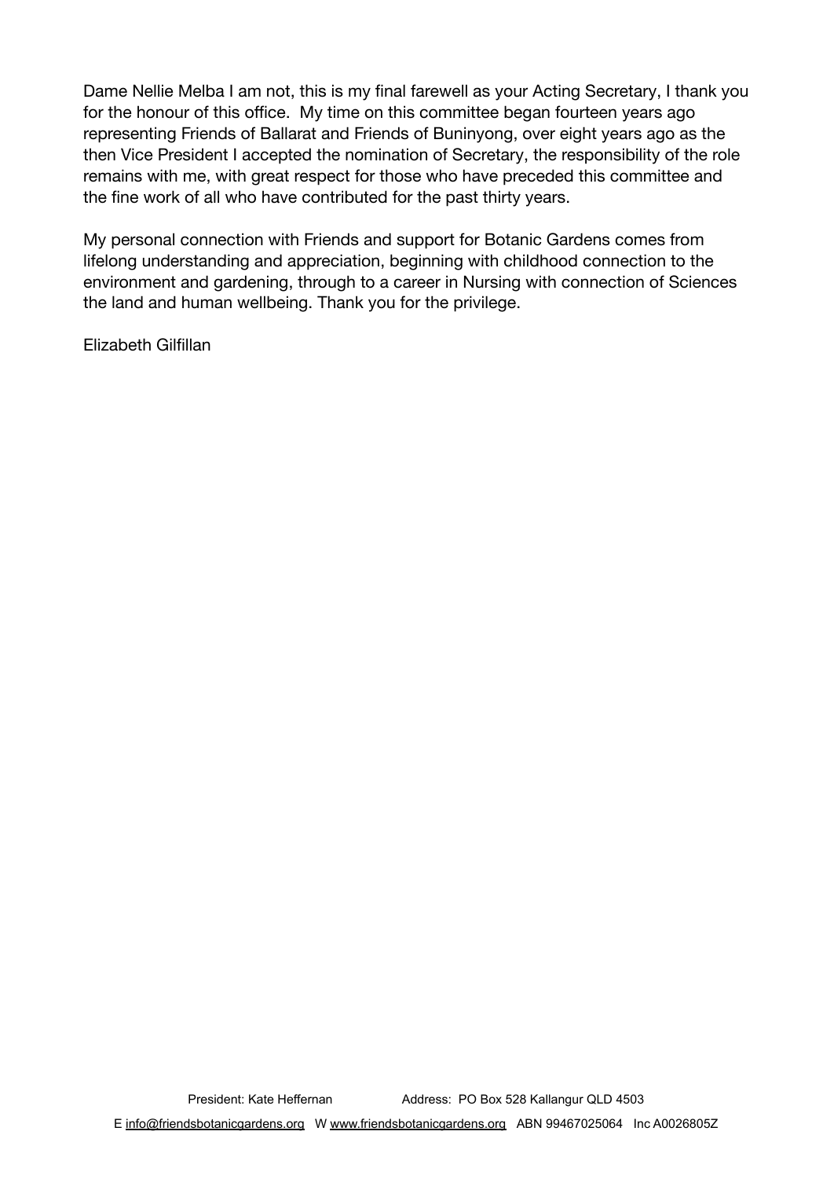Dame Nellie Melba I am not, this is my final farewell as your Acting Secretary, I thank you for the honour of this office. My time on this committee began fourteen years ago representing Friends of Ballarat and Friends of Buninyong, over eight years ago as the then Vice President I accepted the nomination of Secretary, the responsibility of the role remains with me, with great respect for those who have preceded this committee and the fine work of all who have contributed for the past thirty years.

My personal connection with Friends and support for Botanic Gardens comes from lifelong understanding and appreciation, beginning with childhood connection to the environment and gardening, through to a career in Nursing with connection of Sciences the land and human wellbeing. Thank you for the privilege.

Elizabeth Gilfillan